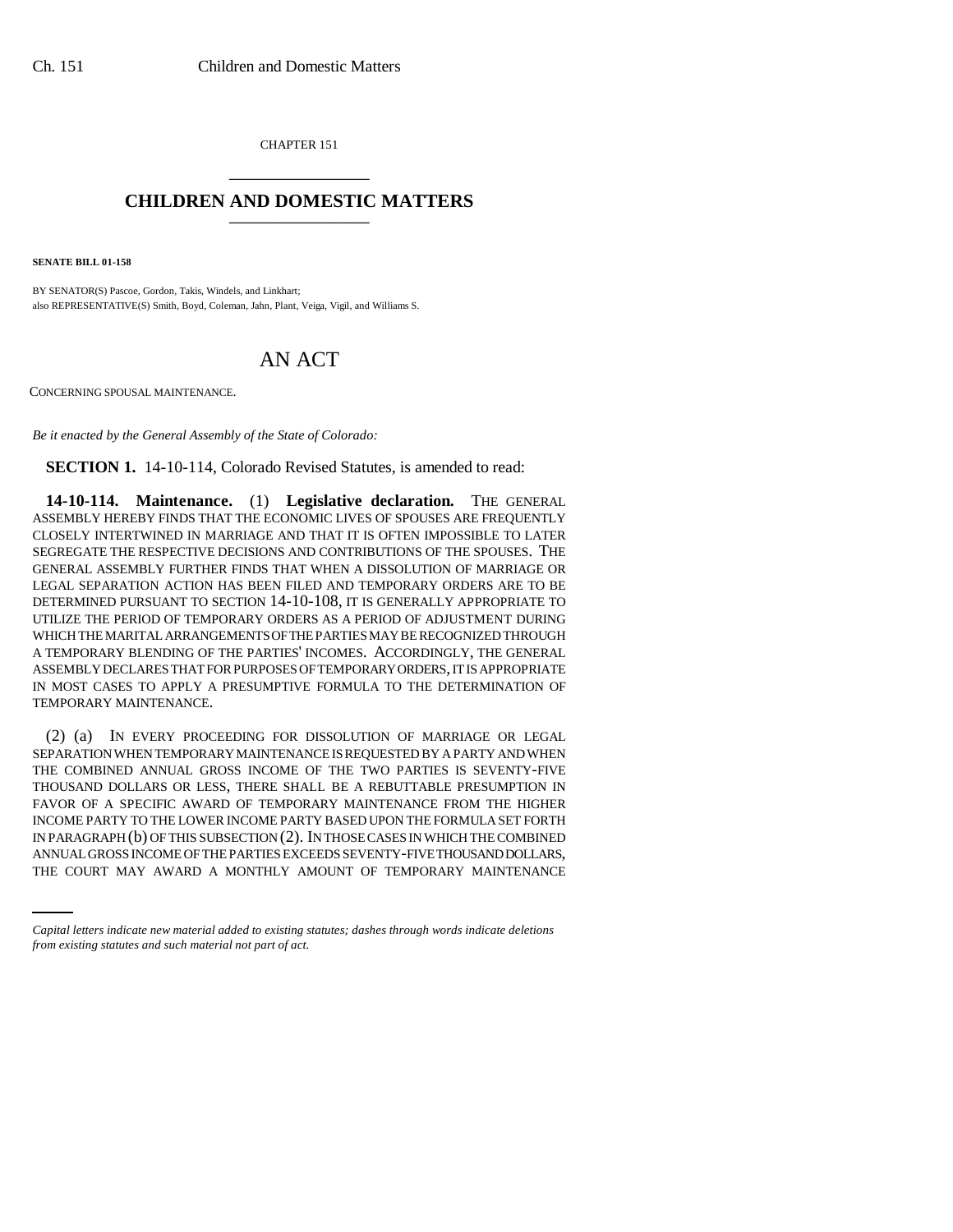CHAPTER 151

# CHILDREN AND DOMESTIC MATTERS

**SENATE BILL 01-158**

BY SENATOR(S) Pascoe, Gordon, Takis, Windels, and Linkhart;
also REPRESENTATIVE(S) Smith, Boyd, Coleman, Jahn, Plant, Veiga, Vigil, and Williams S.

## AN ACT

CONCERNING SPOUSAL MAINTENANCE.

*Be it enacted by the General Assembly of the State of Colorado:*

**SECTION 1.** 14-10-114, Colorado Revised Statutes, is amended to read:

**14-10-114. Maintenance.** (1) **Legislative declaration.** THE GENERAL ASSEMBLY HEREBY FINDS THAT THE ECONOMIC LIVES OF SPOUSES ARE FREQUENTLY CLOSELY INTERTWINED IN MARRIAGE AND THAT IT IS OFTEN IMPOSSIBLE TO LATER SEGREGATE THE RESPECTIVE DECISIONS AND CONTRIBUTIONS OF THE SPOUSES. THE GENERAL ASSEMBLY FURTHER FINDS THAT WHEN A DISSOLUTION OF MARRIAGE OR LEGAL SEPARATION ACTION HAS BEEN FILED AND TEMPORARY ORDERS ARE TO BE DETERMINED PURSUANT TO SECTION 14-10-108, IT IS GENERALLY APPROPRIATE TO UTILIZE THE PERIOD OF TEMPORARY ORDERS AS A PERIOD OF ADJUSTMENT DURING WHICH THE MARITAL ARRANGEMENTS OF THE PARTIES MAY BE RECOGNIZED THROUGH A TEMPORARY BLENDING OF THE PARTIES' INCOMES. ACCORDINGLY, THE GENERAL ASSEMBLY DECLARES THAT FOR PURPOSES OF TEMPORARY ORDERS, IT IS APPROPRIATE IN MOST CASES TO APPLY A PRESUMPTIVE FORMULA TO THE DETERMINATION OF TEMPORARY MAINTENANCE.

(2) (a) IN EVERY PROCEEDING FOR DISSOLUTION OF MARRIAGE OR LEGAL SEPARATION WHEN TEMPORARY MAINTENANCE IS REQUESTED BY A PARTY AND WHEN THE COMBINED ANNUAL GROSS INCOME OF THE TWO PARTIES IS SEVENTY-FIVE THOUSAND DOLLARS OR LESS, THERE SHALL BE A REBUTTABLE PRESUMPTION IN FAVOR OF A SPECIFIC AWARD OF TEMPORARY MAINTENANCE FROM THE HIGHER INCOME PARTY TO THE LOWER INCOME PARTY BASED UPON THE FORMULA SET FORTH IN PARAGRAPH (b) OF THIS SUBSECTION (2). IN THOSE CASES IN WHICH THE COMBINED ANNUAL GROSS INCOME OF THE PARTIES EXCEEDS SEVENTY-FIVE THOUSAND DOLLARS, THE COURT MAY AWARD A MONTHLY AMOUNT OF TEMPORARY MAINTENANCE

*Capital letters indicate new material added to existing statutes; dashes through words indicate deletions from existing statutes and such material not part of act.*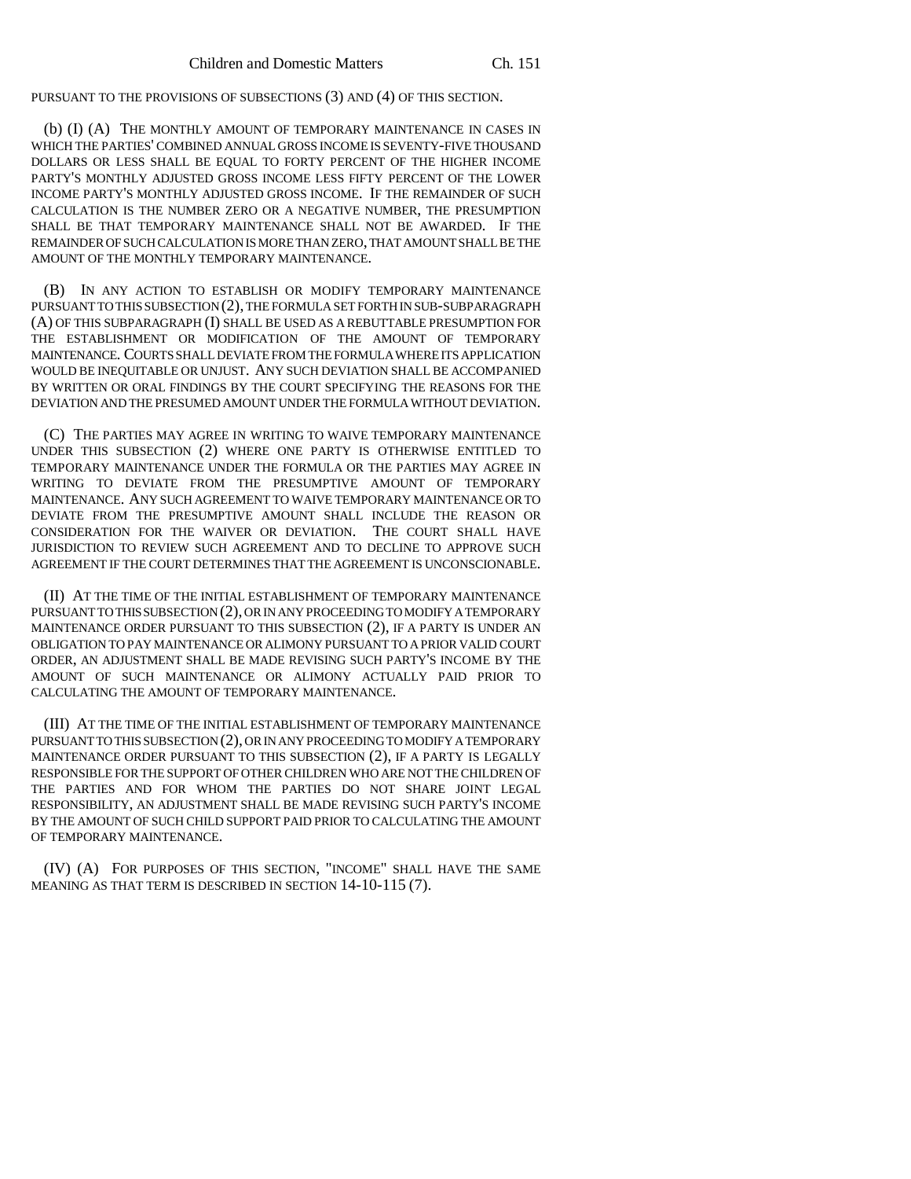PURSUANT TO THE PROVISIONS OF SUBSECTIONS (3) AND (4) OF THIS SECTION.

(b) (I) (A) THE MONTHLY AMOUNT OF TEMPORARY MAINTENANCE IN CASES IN WHICH THE PARTIES' COMBINED ANNUAL GROSS INCOME IS SEVENTY-FIVE THOUSAND DOLLARS OR LESS SHALL BE EQUAL TO FORTY PERCENT OF THE HIGHER INCOME PARTY'S MONTHLY ADJUSTED GROSS INCOME LESS FIFTY PERCENT OF THE LOWER INCOME PARTY'S MONTHLY ADJUSTED GROSS INCOME. IF THE REMAINDER OF SUCH CALCULATION IS THE NUMBER ZERO OR A NEGATIVE NUMBER, THE PRESUMPTION SHALL BE THAT TEMPORARY MAINTENANCE SHALL NOT BE AWARDED. IF THE REMAINDER OF SUCH CALCULATION IS MORE THAN ZERO, THAT AMOUNT SHALL BE THE AMOUNT OF THE MONTHLY TEMPORARY MAINTENANCE.

(B) IN ANY ACTION TO ESTABLISH OR MODIFY TEMPORARY MAINTENANCE PURSUANT TO THIS SUBSECTION (2), THE FORMULA SET FORTH IN SUB-SUBPARAGRAPH (A) OF THIS SUBPARAGRAPH (I) SHALL BE USED AS A REBUTTABLE PRESUMPTION FOR THE ESTABLISHMENT OR MODIFICATION OF THE AMOUNT OF TEMPORARY MAINTENANCE. COURTS SHALL DEVIATE FROM THE FORMULA WHERE ITS APPLICATION WOULD BE INEQUITABLE OR UNJUST. ANY SUCH DEVIATION SHALL BE ACCOMPANIED BY WRITTEN OR ORAL FINDINGS BY THE COURT SPECIFYING THE REASONS FOR THE DEVIATION AND THE PRESUMED AMOUNT UNDER THE FORMULA WITHOUT DEVIATION.

(C) THE PARTIES MAY AGREE IN WRITING TO WAIVE TEMPORARY MAINTENANCE UNDER THIS SUBSECTION (2) WHERE ONE PARTY IS OTHERWISE ENTITLED TO TEMPORARY MAINTENANCE UNDER THE FORMULA OR THE PARTIES MAY AGREE IN WRITING TO DEVIATE FROM THE PRESUMPTIVE AMOUNT OF TEMPORARY MAINTENANCE. ANY SUCH AGREEMENT TO WAIVE TEMPORARY MAINTENANCE OR TO DEVIATE FROM THE PRESUMPTIVE AMOUNT SHALL INCLUDE THE REASON OR CONSIDERATION FOR THE WAIVER OR DEVIATION. THE COURT SHALL HAVE JURISDICTION TO REVIEW SUCH AGREEMENT AND TO DECLINE TO APPROVE SUCH AGREEMENT IF THE COURT DETERMINES THAT THE AGREEMENT IS UNCONSCIONABLE.

(II) AT THE TIME OF THE INITIAL ESTABLISHMENT OF TEMPORARY MAINTENANCE PURSUANT TO THIS SUBSECTION (2), OR IN ANY PROCEEDING TO MODIFY A TEMPORARY MAINTENANCE ORDER PURSUANT TO THIS SUBSECTION (2), IF A PARTY IS UNDER AN OBLIGATION TO PAY MAINTENANCE OR ALIMONY PURSUANT TO A PRIOR VALID COURT ORDER, AN ADJUSTMENT SHALL BE MADE REVISING SUCH PARTY'S INCOME BY THE AMOUNT OF SUCH MAINTENANCE OR ALIMONY ACTUALLY PAID PRIOR TO CALCULATING THE AMOUNT OF TEMPORARY MAINTENANCE.

(III) AT THE TIME OF THE INITIAL ESTABLISHMENT OF TEMPORARY MAINTENANCE PURSUANT TO THIS SUBSECTION (2), OR IN ANY PROCEEDING TO MODIFY A TEMPORARY MAINTENANCE ORDER PURSUANT TO THIS SUBSECTION (2), IF A PARTY IS LEGALLY RESPONSIBLE FOR THE SUPPORT OF OTHER CHILDREN WHO ARE NOT THE CHILDREN OF THE PARTIES AND FOR WHOM THE PARTIES DO NOT SHARE JOINT LEGAL RESPONSIBILITY, AN ADJUSTMENT SHALL BE MADE REVISING SUCH PARTY'S INCOME BY THE AMOUNT OF SUCH CHILD SUPPORT PAID PRIOR TO CALCULATING THE AMOUNT OF TEMPORARY MAINTENANCE.

(IV) (A) FOR PURPOSES OF THIS SECTION, "INCOME" SHALL HAVE THE SAME MEANING AS THAT TERM IS DESCRIBED IN SECTION 14-10-115 (7).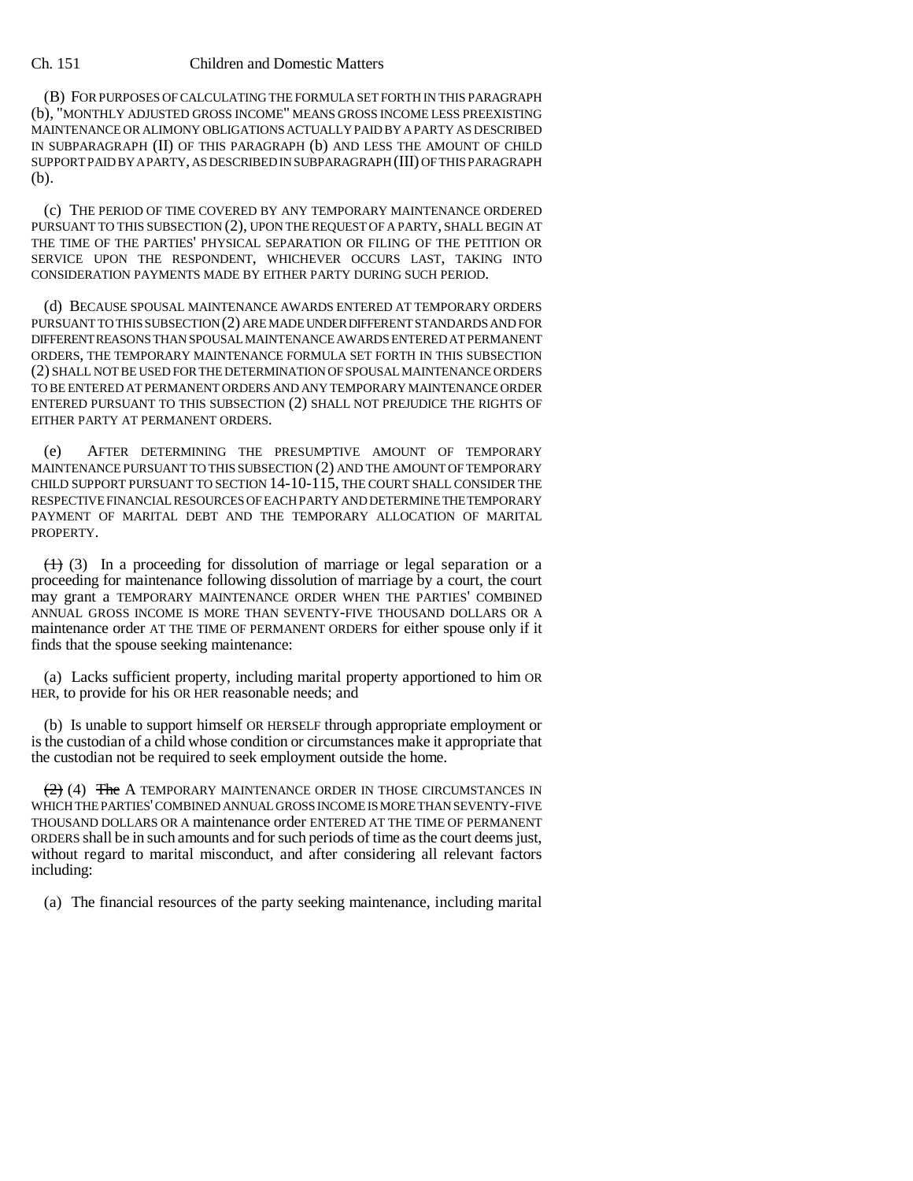(B) FOR PURPOSES OF CALCULATING THE FORMULA SET FORTH IN THIS PARAGRAPH (b), "MONTHLY ADJUSTED GROSS INCOME" MEANS GROSS INCOME LESS PREEXISTING MAINTENANCE OR ALIMONY OBLIGATIONS ACTUALLY PAID BY A PARTY AS DESCRIBED IN SUBPARAGRAPH (II) OF THIS PARAGRAPH (b) AND LESS THE AMOUNT OF CHILD SUPPORT PAID BY A PARTY, AS DESCRIBED IN SUBPARAGRAPH (III) OF THIS PARAGRAPH (b).

(c) THE PERIOD OF TIME COVERED BY ANY TEMPORARY MAINTENANCE ORDERED PURSUANT TO THIS SUBSECTION (2), UPON THE REQUEST OF A PARTY, SHALL BEGIN AT THE TIME OF THE PARTIES' PHYSICAL SEPARATION OR FILING OF THE PETITION OR SERVICE UPON THE RESPONDENT, WHICHEVER OCCURS LAST, TAKING INTO CONSIDERATION PAYMENTS MADE BY EITHER PARTY DURING SUCH PERIOD.

(d) BECAUSE SPOUSAL MAINTENANCE AWARDS ENTERED AT TEMPORARY ORDERS PURSUANT TO THIS SUBSECTION (2) ARE MADE UNDER DIFFERENT STANDARDS AND FOR DIFFERENT REASONS THAN SPOUSAL MAINTENANCE AWARDS ENTERED AT PERMANENT ORDERS, THE TEMPORARY MAINTENANCE FORMULA SET FORTH IN THIS SUBSECTION (2) SHALL NOT BE USED FOR THE DETERMINATION OF SPOUSAL MAINTENANCE ORDERS TO BE ENTERED AT PERMANENT ORDERS AND ANY TEMPORARY MAINTENANCE ORDER ENTERED PURSUANT TO THIS SUBSECTION (2) SHALL NOT PREJUDICE THE RIGHTS OF EITHER PARTY AT PERMANENT ORDERS.

(e) AFTER DETERMINING THE PRESUMPTIVE AMOUNT OF TEMPORARY MAINTENANCE PURSUANT TO THIS SUBSECTION (2) AND THE AMOUNT OF TEMPORARY CHILD SUPPORT PURSUANT TO SECTION 14-10-115, THE COURT SHALL CONSIDER THE RESPECTIVE FINANCIAL RESOURCES OF EACH PARTY AND DETERMINE THE TEMPORARY PAYMENT OF MARITAL DEBT AND THE TEMPORARY ALLOCATION OF MARITAL PROPERTY.

~~(1)~~ (3) In a proceeding for dissolution of marriage or legal separation or a proceeding for maintenance following dissolution of marriage by a court, the court may grant a TEMPORARY MAINTENANCE ORDER WHEN THE PARTIES' COMBINED ANNUAL GROSS INCOME IS MORE THAN SEVENTY-FIVE THOUSAND DOLLARS OR A maintenance order AT THE TIME OF PERMANENT ORDERS for either spouse only if it finds that the spouse seeking maintenance:

(a) Lacks sufficient property, including marital property apportioned to him OR HER, to provide for his OR HER reasonable needs; and

(b) Is unable to support himself OR HERSELF through appropriate employment or is the custodian of a child whose condition or circumstances make it appropriate that the custodian not be required to seek employment outside the home.

~~(2)~~ (4) ~~The~~ A TEMPORARY MAINTENANCE ORDER IN THOSE CIRCUMSTANCES IN WHICH THE PARTIES' COMBINED ANNUAL GROSS INCOME IS MORE THAN SEVENTY-FIVE THOUSAND DOLLARS OR A maintenance order ENTERED AT THE TIME OF PERMANENT ORDERS shall be in such amounts and for such periods of time as the court deems just, without regard to marital misconduct, and after considering all relevant factors including:

(a) The financial resources of the party seeking maintenance, including marital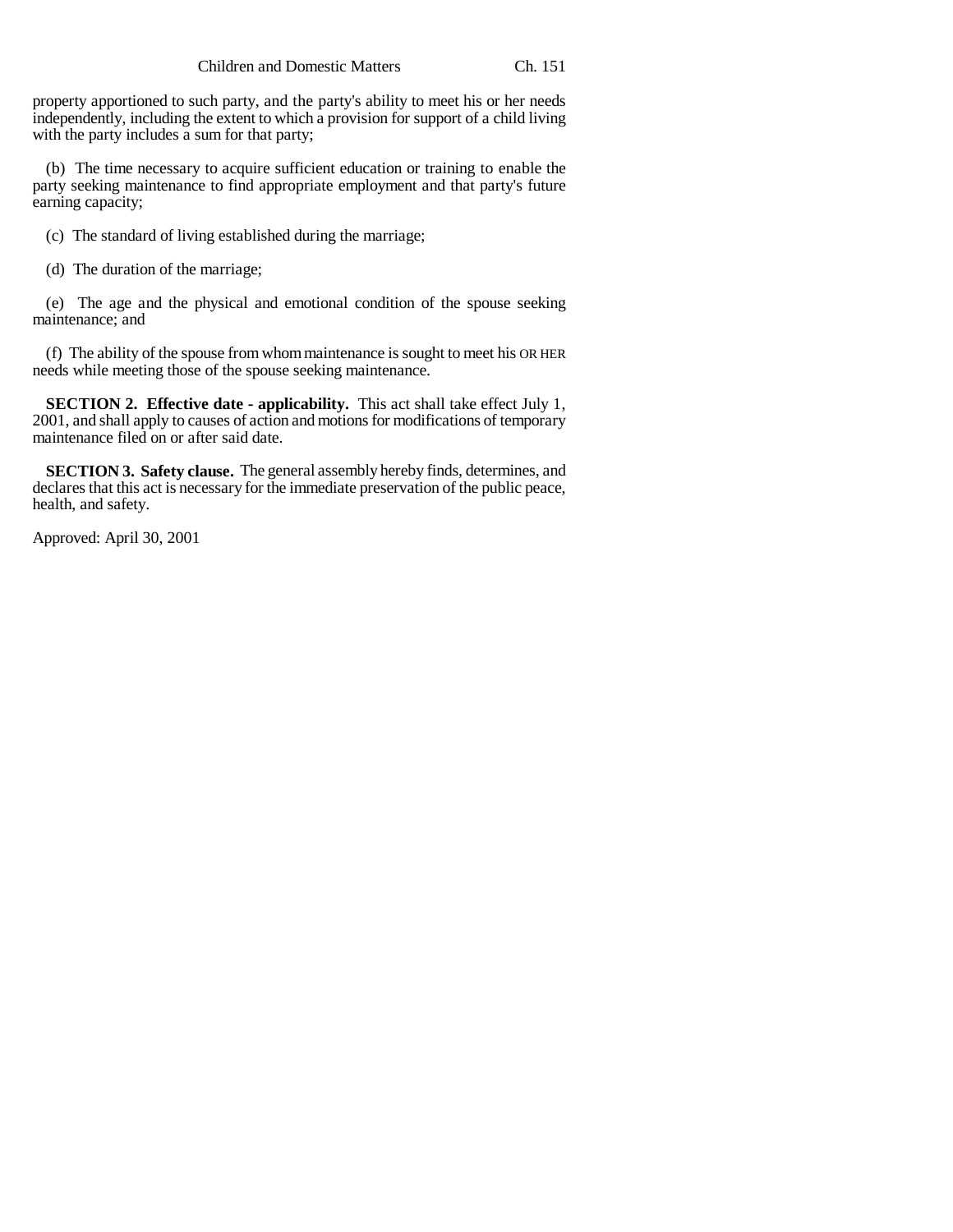property apportioned to such party, and the party's ability to meet his or her needs independently, including the extent to which a provision for support of a child living with the party includes a sum for that party;

(b) The time necessary to acquire sufficient education or training to enable the party seeking maintenance to find appropriate employment and that party's future earning capacity;

(c) The standard of living established during the marriage;

(d) The duration of the marriage;

(e) The age and the physical and emotional condition of the spouse seeking maintenance; and

(f) The ability of the spouse from whom maintenance is sought to meet his OR HER needs while meeting those of the spouse seeking maintenance.

**SECTION 2. Effective date - applicability.** This act shall take effect July 1, 2001, and shall apply to causes of action and motions for modifications of temporary maintenance filed on or after said date.

**SECTION 3. Safety clause.** The general assembly hereby finds, determines, and declares that this act is necessary for the immediate preservation of the public peace, health, and safety.

Approved: April 30, 2001